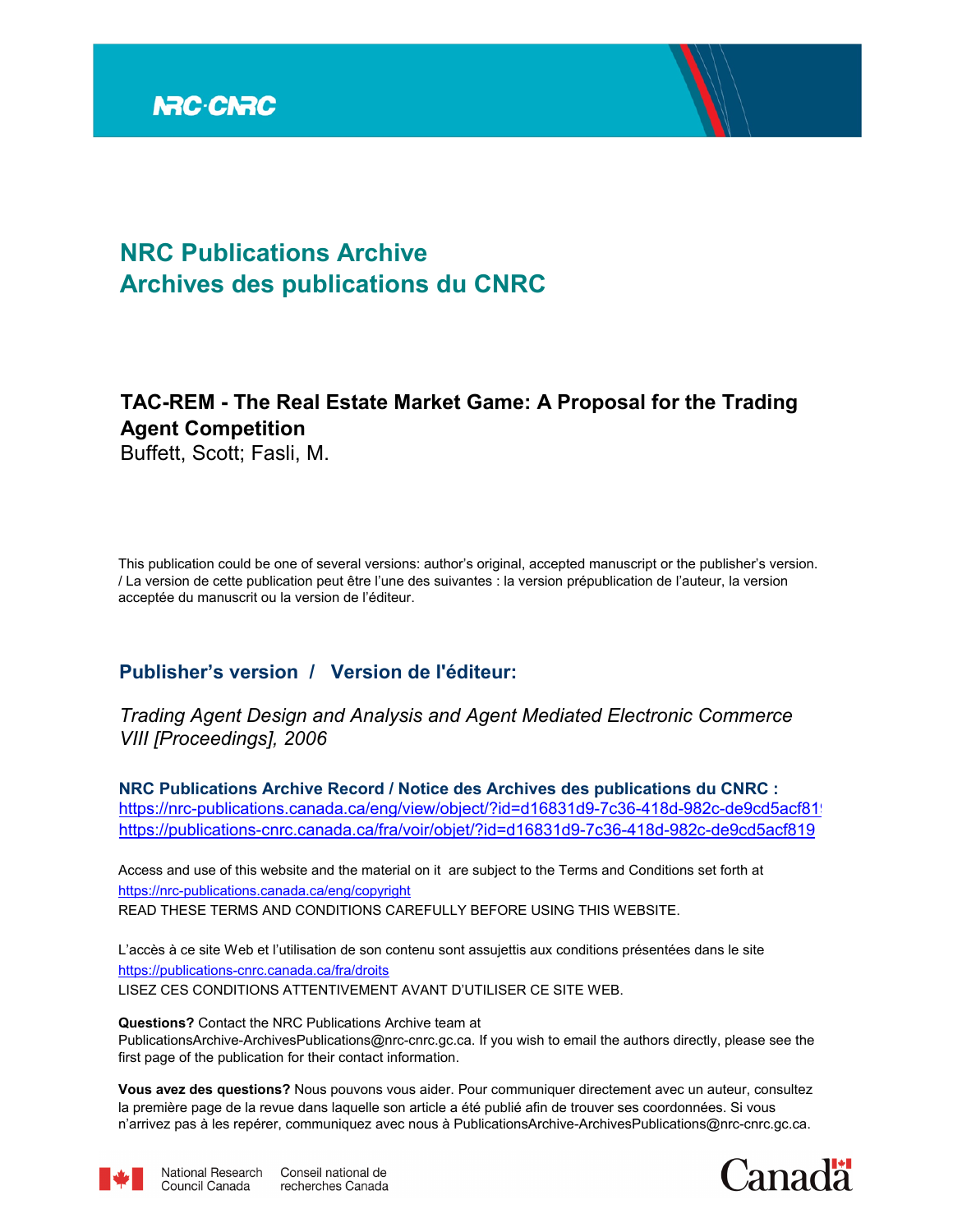# NRC Publications Archive
# Archives des publications du CNRC

**TAC-REM - The Real Estate Market Game: A Proposal for the Trading Agent Competition**

Buffett, Scott; Fasli, M.

This publication could be one of several versions: author's original, accepted manuscript or the publisher's version. / La version de cette publication peut être l'une des suivantes : la version prépublication de l'auteur, la version acceptée du manuscrit ou la version de l'éditeur.

## Publisher's version / Version de l'éditeur:

*Trading Agent Design and Analysis and Agent Mediated Electronic Commerce VIII [Proceedings], 2006*

**NRC Publications Archive Record / Notice des Archives des publications du CNRC :**

https://nrc-publications.canada.ca/eng/view/object/?id=d16831d9-7c36-418d-982c-de9cd5acf819
https://publications-cnrc.canada.ca/fra/voir/objet/?id=d16831d9-7c36-418d-982c-de9cd5acf819

Access and use of this website and the material on it are subject to the Terms and Conditions set forth at https://nrc-publications.canada.ca/eng/copyright
READ THESE TERMS AND CONDITIONS CAREFULLY BEFORE USING THIS WEBSITE.

L'accès à ce site Web et l'utilisation de son contenu sont assujettis aux conditions présentées dans le site https://publications-cnrc.canada.ca/fra/droits
LISEZ CES CONDITIONS ATTENTIVEMENT AVANT D'UTILISER CE SITE WEB.

**Questions?** Contact the NRC Publications Archive team at PublicationsArchive-ArchivesPublications@nrc-cnrc.gc.ca. If you wish to email the authors directly, please see the first page of the publication for their contact information.

**Vous avez des questions?** Nous pouvons vous aider. Pour communiquer directement avec un auteur, consultez la première page de la revue dans laquelle son article a été publié afin de trouver ses coordonnées. Si vous n'arrivez pas à les repérer, communiquez avec nous à PublicationsArchive-ArchivesPublications@nrc-cnrc.gc.ca.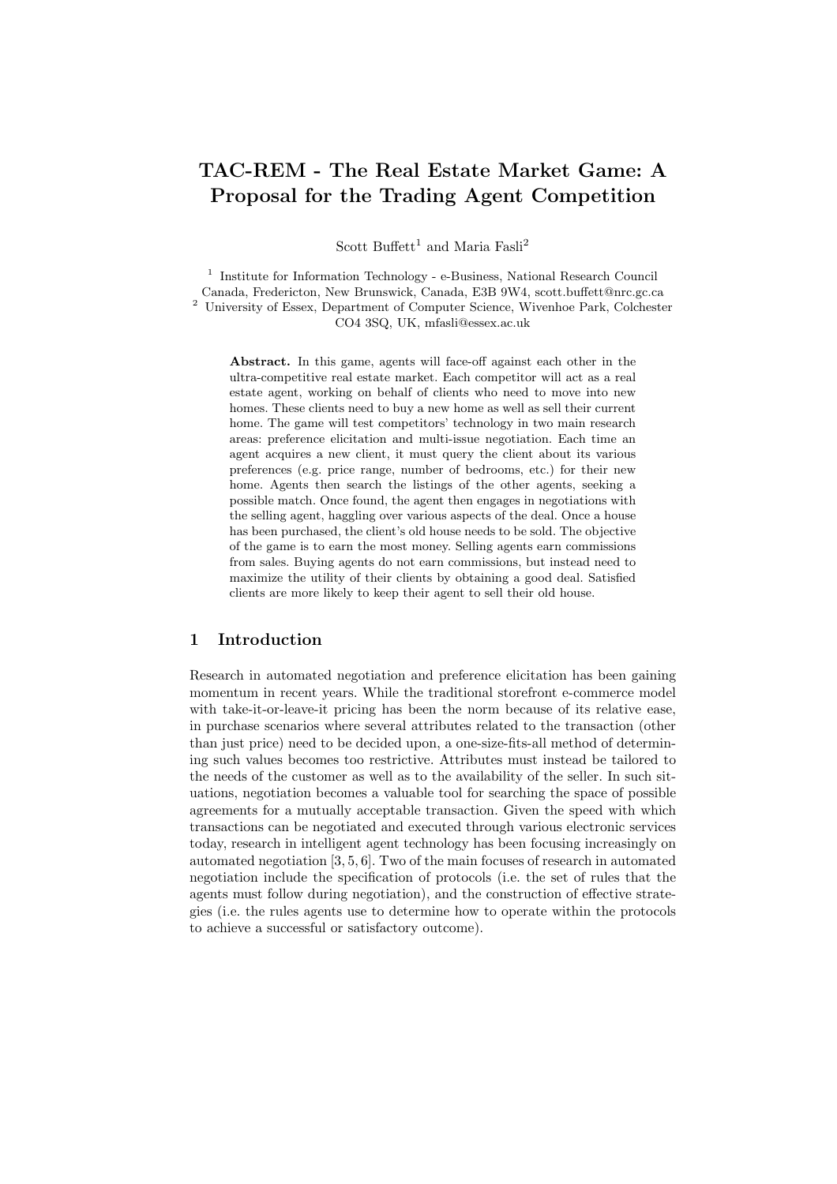# TAC-REM - The Real Estate Market Game: A Proposal for the Trading Agent Competition

Scott Buffett[1] and Maria Fasli[2]

[1] Institute for Information Technology - e-Business, National Research Council Canada, Fredericton, New Brunswick, Canada, E3B 9W4, scott.buffett@nrc.gc.ca
[2] University of Essex, Department of Computer Science, Wivenhoe Park, Colchester CO4 3SQ, UK, mfasli@essex.ac.uk

**Abstract.** In this game, agents will face-off against each other in the ultra-competitive real estate market. Each competitor will act as a real estate agent, working on behalf of clients who need to move into new homes. These clients need to buy a new home as well as sell their current home. The game will test competitors' technology in two main research areas: preference elicitation and multi-issue negotiation. Each time an agent acquires a new client, it must query the client about its various preferences (e.g. price range, number of bedrooms, etc.) for their new home. Agents then search the listings of the other agents, seeking a possible match. Once found, the agent then engages in negotiations with the selling agent, haggling over various aspects of the deal. Once a house has been purchased, the client's old house needs to be sold. The objective of the game is to earn the most money. Selling agents earn commissions from sales. Buying agents do not earn commissions, but instead need to maximize the utility of their clients by obtaining a good deal. Satisfied clients are more likely to keep their agent to sell their old house.

## 1 Introduction

Research in automated negotiation and preference elicitation has been gaining momentum in recent years. While the traditional storefront e-commerce model with take-it-or-leave-it pricing has been the norm because of its relative ease, in purchase scenarios where several attributes related to the transaction (other than just price) need to be decided upon, a one-size-fits-all method of determining such values becomes too restrictive. Attributes must instead be tailored to the needs of the customer as well as to the availability of the seller. In such situations, negotiation becomes a valuable tool for searching the space of possible agreements for a mutually acceptable transaction. Given the speed with which transactions can be negotiated and executed through various electronic services today, research in intelligent agent technology has been focusing increasingly on automated negotiation [3, 5, 6]. Two of the main focuses of research in automated negotiation include the specification of protocols (i.e. the set of rules that the agents must follow during negotiation), and the construction of effective strategies (i.e. the rules agents use to determine how to operate within the protocols to achieve a successful or satisfactory outcome).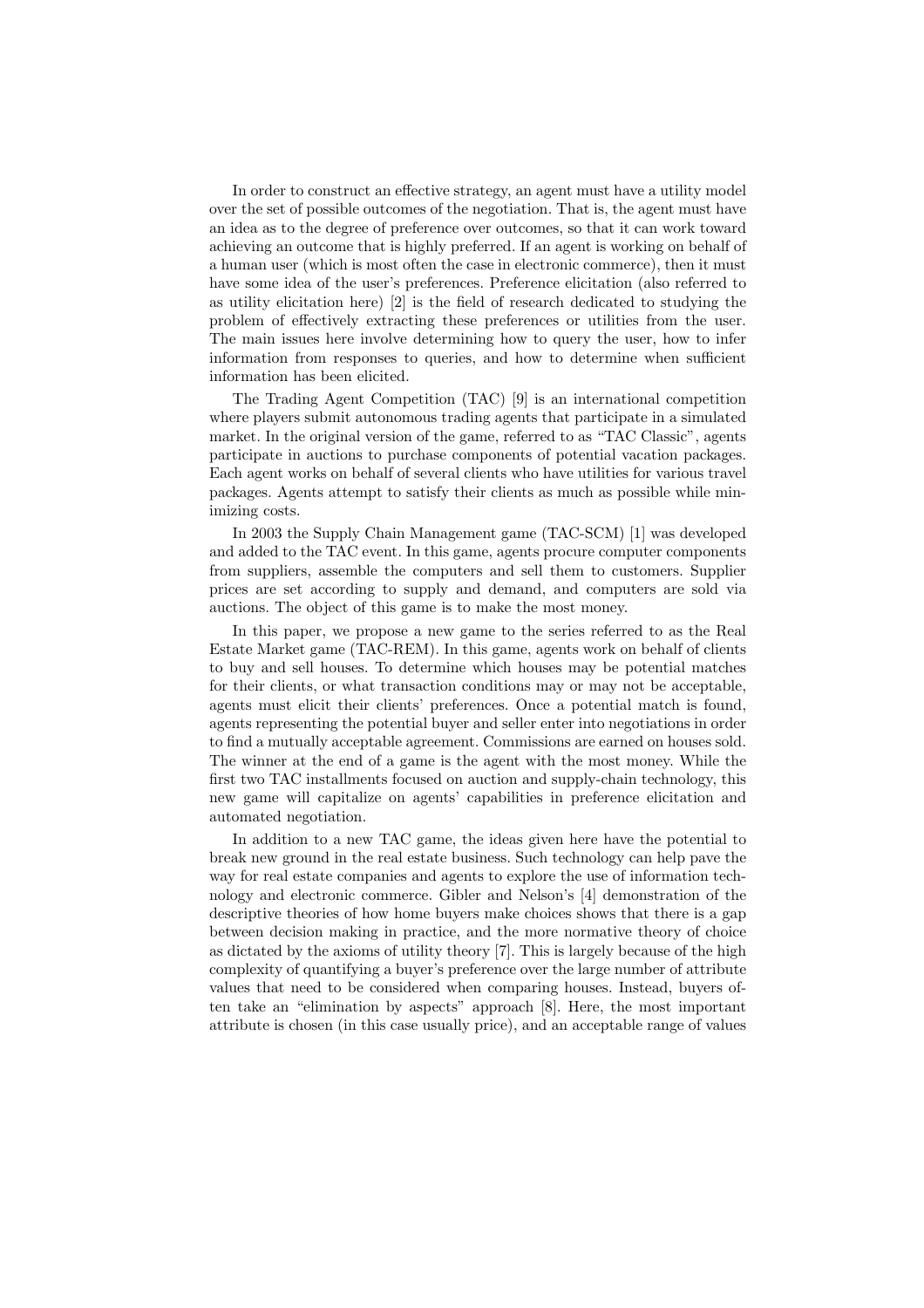In order to construct an effective strategy, an agent must have a utility model over the set of possible outcomes of the negotiation. That is, the agent must have an idea as to the degree of preference over outcomes, so that it can work toward achieving an outcome that is highly preferred. If an agent is working on behalf of a human user (which is most often the case in electronic commerce), then it must have some idea of the user's preferences. Preference elicitation (also referred to as utility elicitation here) [2] is the field of research dedicated to studying the problem of effectively extracting these preferences or utilities from the user. The main issues here involve determining how to query the user, how to infer information from responses to queries, and how to determine when sufficient information has been elicited.

The Trading Agent Competition (TAC) [9] is an international competition where players submit autonomous trading agents that participate in a simulated market. In the original version of the game, referred to as "TAC Classic", agents participate in auctions to purchase components of potential vacation packages. Each agent works on behalf of several clients who have utilities for various travel packages. Agents attempt to satisfy their clients as much as possible while minimizing costs.

In 2003 the Supply Chain Management game (TAC-SCM) [1] was developed and added to the TAC event. In this game, agents procure computer components from suppliers, assemble the computers and sell them to customers. Supplier prices are set according to supply and demand, and computers are sold via auctions. The object of this game is to make the most money.

In this paper, we propose a new game to the series referred to as the Real Estate Market game (TAC-REM). In this game, agents work on behalf of clients to buy and sell houses. To determine which houses may be potential matches for their clients, or what transaction conditions may or may not be acceptable, agents must elicit their clients' preferences. Once a potential match is found, agents representing the potential buyer and seller enter into negotiations in order to find a mutually acceptable agreement. Commissions are earned on houses sold. The winner at the end of a game is the agent with the most money. While the first two TAC installments focused on auction and supply-chain technology, this new game will capitalize on agents' capabilities in preference elicitation and automated negotiation.

In addition to a new TAC game, the ideas given here have the potential to break new ground in the real estate business. Such technology can help pave the way for real estate companies and agents to explore the use of information technology and electronic commerce. Gibler and Nelson's [4] demonstration of the descriptive theories of how home buyers make choices shows that there is a gap between decision making in practice, and the more normative theory of choice as dictated by the axioms of utility theory [7]. This is largely because of the high complexity of quantifying a buyer's preference over the large number of attribute values that need to be considered when comparing houses. Instead, buyers often take an "elimination by aspects" approach [8]. Here, the most important attribute is chosen (in this case usually price), and an acceptable range of values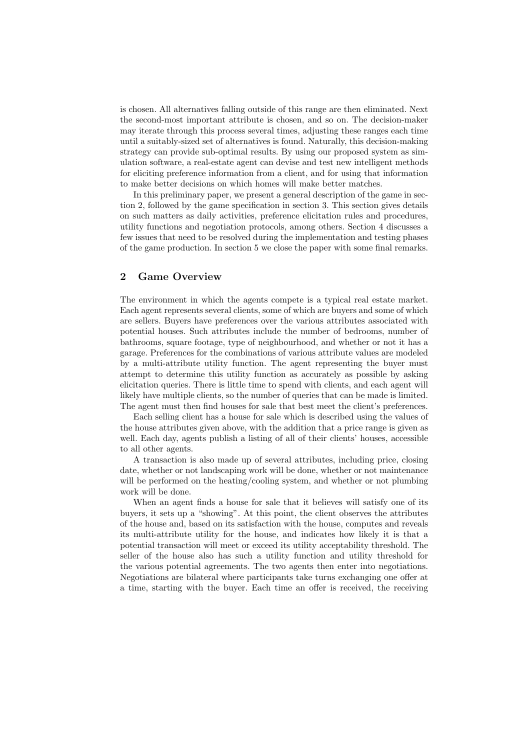is chosen. All alternatives falling outside of this range are then eliminated. Next the second-most important attribute is chosen, and so on. The decision-maker may iterate through this process several times, adjusting these ranges each time until a suitably-sized set of alternatives is found. Naturally, this decision-making strategy can provide sub-optimal results. By using our proposed system as simulation software, a real-estate agent can devise and test new intelligent methods for eliciting preference information from a client, and for using that information to make better decisions on which homes will make better matches.

In this preliminary paper, we present a general description of the game in section 2, followed by the game specification in section 3. This section gives details on such matters as daily activities, preference elicitation rules and procedures, utility functions and negotiation protocols, among others. Section 4 discusses a few issues that need to be resolved during the implementation and testing phases of the game production. In section 5 we close the paper with some final remarks.

## 2 Game Overview

The environment in which the agents compete is a typical real estate market. Each agent represents several clients, some of which are buyers and some of which are sellers. Buyers have preferences over the various attributes associated with potential houses. Such attributes include the number of bedrooms, number of bathrooms, square footage, type of neighbourhood, and whether or not it has a garage. Preferences for the combinations of various attribute values are modeled by a multi-attribute utility function. The agent representing the buyer must attempt to determine this utility function as accurately as possible by asking elicitation queries. There is little time to spend with clients, and each agent will likely have multiple clients, so the number of queries that can be made is limited. The agent must then find houses for sale that best meet the client's preferences.

Each selling client has a house for sale which is described using the values of the house attributes given above, with the addition that a price range is given as well. Each day, agents publish a listing of all of their clients' houses, accessible to all other agents.

A transaction is also made up of several attributes, including price, closing date, whether or not landscaping work will be done, whether or not maintenance will be performed on the heating/cooling system, and whether or not plumbing work will be done.

When an agent finds a house for sale that it believes will satisfy one of its buyers, it sets up a "showing". At this point, the client observes the attributes of the house and, based on its satisfaction with the house, computes and reveals its multi-attribute utility for the house, and indicates how likely it is that a potential transaction will meet or exceed its utility acceptability threshold. The seller of the house also has such a utility function and utility threshold for the various potential agreements. The two agents then enter into negotiations. Negotiations are bilateral where participants take turns exchanging one offer at a time, starting with the buyer. Each time an offer is received, the receiving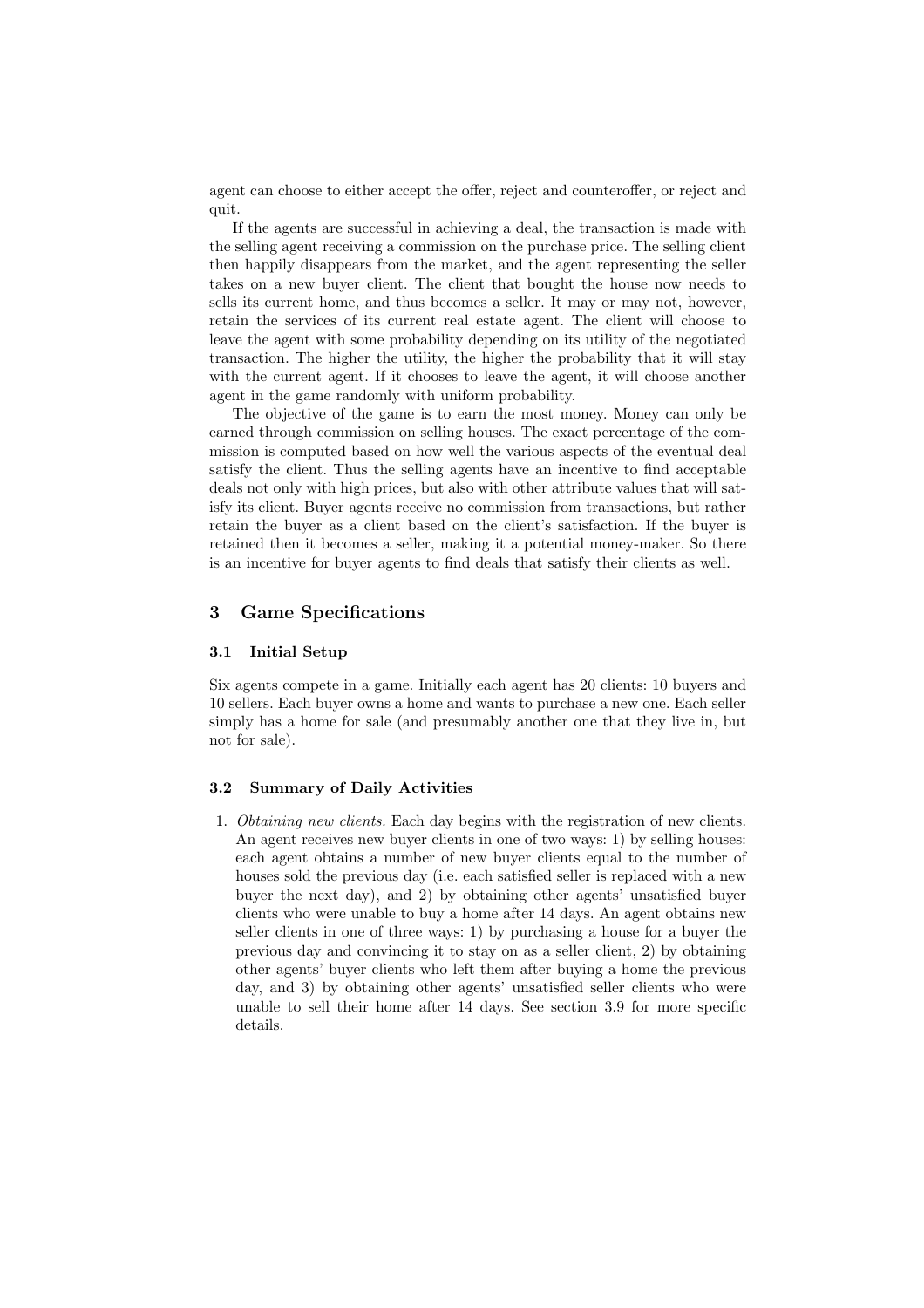agent can choose to either accept the offer, reject and counteroffer, or reject and quit.

If the agents are successful in achieving a deal, the transaction is made with the selling agent receiving a commission on the purchase price. The selling client then happily disappears from the market, and the agent representing the seller takes on a new buyer client. The client that bought the house now needs to sells its current home, and thus becomes a seller. It may or may not, however, retain the services of its current real estate agent. The client will choose to leave the agent with some probability depending on its utility of the negotiated transaction. The higher the utility, the higher the probability that it will stay with the current agent. If it chooses to leave the agent, it will choose another agent in the game randomly with uniform probability.

The objective of the game is to earn the most money. Money can only be earned through commission on selling houses. The exact percentage of the commission is computed based on how well the various aspects of the eventual deal satisfy the client. Thus the selling agents have an incentive to find acceptable deals not only with high prices, but also with other attribute values that will satisfy its client. Buyer agents receive no commission from transactions, but rather retain the buyer as a client based on the client's satisfaction. If the buyer is retained then it becomes a seller, making it a potential money-maker. So there is an incentive for buyer agents to find deals that satisfy their clients as well.

## 3 Game Specifications

### 3.1 Initial Setup

Six agents compete in a game. Initially each agent has 20 clients: 10 buyers and 10 sellers. Each buyer owns a home and wants to purchase a new one. Each seller simply has a home for sale (and presumably another one that they live in, but not for sale).

### 3.2 Summary of Daily Activities

1. *Obtaining new clients.* Each day begins with the registration of new clients. An agent receives new buyer clients in one of two ways: 1) by selling houses: each agent obtains a number of new buyer clients equal to the number of houses sold the previous day (i.e. each satisfied seller is replaced with a new buyer the next day), and 2) by obtaining other agents' unsatisfied buyer clients who were unable to buy a home after 14 days. An agent obtains new seller clients in one of three ways: 1) by purchasing a house for a buyer the previous day and convincing it to stay on as a seller client, 2) by obtaining other agents' buyer clients who left them after buying a home the previous day, and 3) by obtaining other agents' unsatisfied seller clients who were unable to sell their home after 14 days. See section 3.9 for more specific details.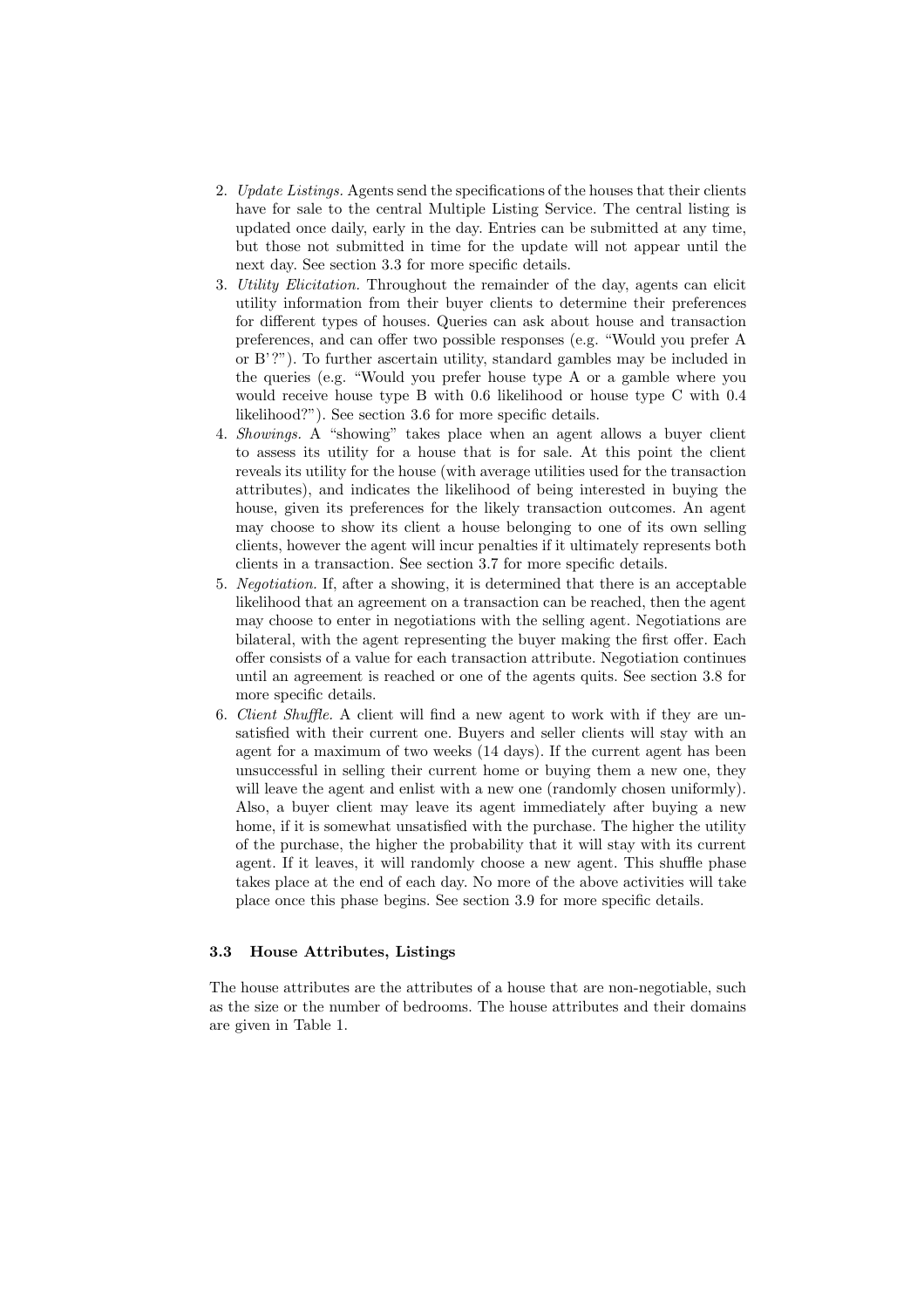2. *Update Listings.* Agents send the specifications of the houses that their clients have for sale to the central Multiple Listing Service. The central listing is updated once daily, early in the day. Entries can be submitted at any time, but those not submitted in time for the update will not appear until the next day. See section 3.3 for more specific details.
3. *Utility Elicitation.* Throughout the remainder of the day, agents can elicit utility information from their buyer clients to determine their preferences for different types of houses. Queries can ask about house and transaction preferences, and can offer two possible responses (e.g. "Would you prefer A or B'?"). To further ascertain utility, standard gambles may be included in the queries (e.g. "Would you prefer house type A or a gamble where you would receive house type B with 0.6 likelihood or house type C with 0.4 likelihood?"). See section 3.6 for more specific details.
4. *Showings.* A "showing" takes place when an agent allows a buyer client to assess its utility for a house that is for sale. At this point the client reveals its utility for the house (with average utilities used for the transaction attributes), and indicates the likelihood of being interested in buying the house, given its preferences for the likely transaction outcomes. An agent may choose to show its client a house belonging to one of its own selling clients, however the agent will incur penalties if it ultimately represents both clients in a transaction. See section 3.7 for more specific details.
5. *Negotiation.* If, after a showing, it is determined that there is an acceptable likelihood that an agreement on a transaction can be reached, then the agent may choose to enter in negotiations with the selling agent. Negotiations are bilateral, with the agent representing the buyer making the first offer. Each offer consists of a value for each transaction attribute. Negotiation continues until an agreement is reached or one of the agents quits. See section 3.8 for more specific details.
6. *Client Shuffle.* A client will find a new agent to work with if they are unsatisfied with their current one. Buyers and seller clients will stay with an agent for a maximum of two weeks (14 days). If the current agent has been unsuccessful in selling their current home or buying them a new one, they will leave the agent and enlist with a new one (randomly chosen uniformly). Also, a buyer client may leave its agent immediately after buying a new home, if it is somewhat unsatisfied with the purchase. The higher the utility of the purchase, the higher the probability that it will stay with its current agent. If it leaves, it will randomly choose a new agent. This shuffle phase takes place at the end of each day. No more of the above activities will take place once this phase begins. See section 3.9 for more specific details.

### 3.3 House Attributes, Listings

The house attributes are the attributes of a house that are non-negotiable, such as the size or the number of bedrooms. The house attributes and their domains are given in Table 1.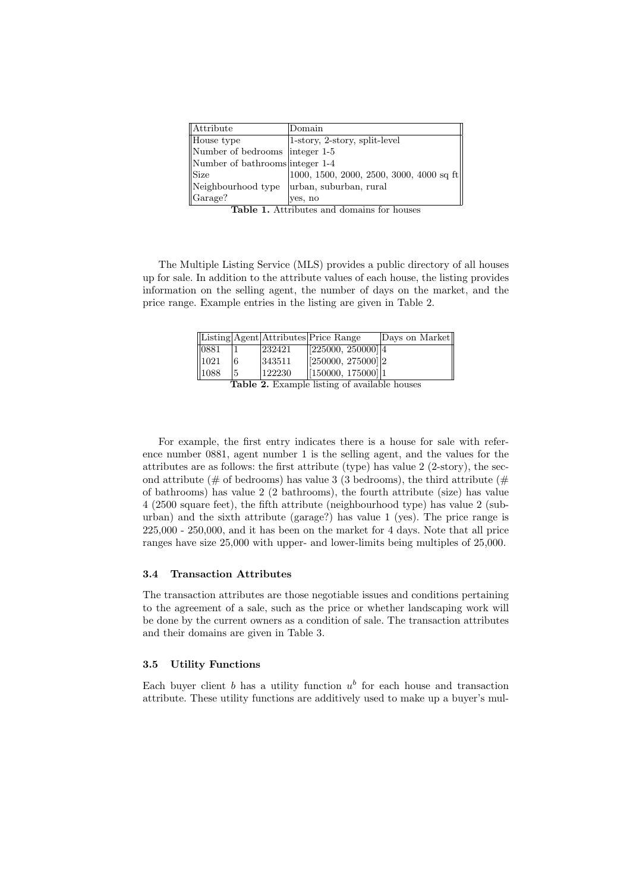| Attribute | Domain |
|---|---|
| House type | 1-story, 2-story, split-level |
| Number of bedrooms | integer 1-5 |
| Number of bathrooms | integer 1-4 |
| Size | 1000, 1500, 2000, 2500, 3000, 4000 sq ft |
| Neighbourhood type | urban, suburban, rural |
| Garage? | yes, no |

**Table 1.** Attributes and domains for houses

The Multiple Listing Service (MLS) provides a public directory of all houses up for sale. In addition to the attribute values of each house, the listing provides information on the selling agent, the number of days on the market, and the price range. Example entries in the listing are given in Table 2.

| Listing | Agent | Attributes | Price Range | Days on Market |
|---|---|---|---|---|
| 0881 | 1 | 232421 | [225000, 250000] | 4 |
| 1021 | 6 | 343511 | [250000, 275000] | 2 |
| 1088 | 5 | 122230 | [150000, 175000] | 1 |

**Table 2.** Example listing of available houses

For example, the first entry indicates there is a house for sale with reference number 0881, agent number 1 is the selling agent, and the values for the attributes are as follows: the first attribute (type) has value 2 (2-story), the second attribute (# of bedrooms) has value 3 (3 bedrooms), the third attribute (# of bathrooms) has value 2 (2 bathrooms), the fourth attribute (size) has value 4 (2500 square feet), the fifth attribute (neighbourhood type) has value 2 (suburban) and the sixth attribute (garage?) has value 1 (yes). The price range is 225,000 - 250,000, and it has been on the market for 4 days. Note that all price ranges have size 25,000 with upper- and lower-limits being multiples of 25,000.

### 3.4 Transaction Attributes

The transaction attributes are those negotiable issues and conditions pertaining to the agreement of a sale, such as the price or whether landscaping work will be done by the current owners as a condition of sale. The transaction attributes and their domains are given in Table 3.

### 3.5 Utility Functions

Each buyer client $b$ has a utility function $u^b$ for each house and transaction attribute. These utility functions are additively used to make up a buyer's mul-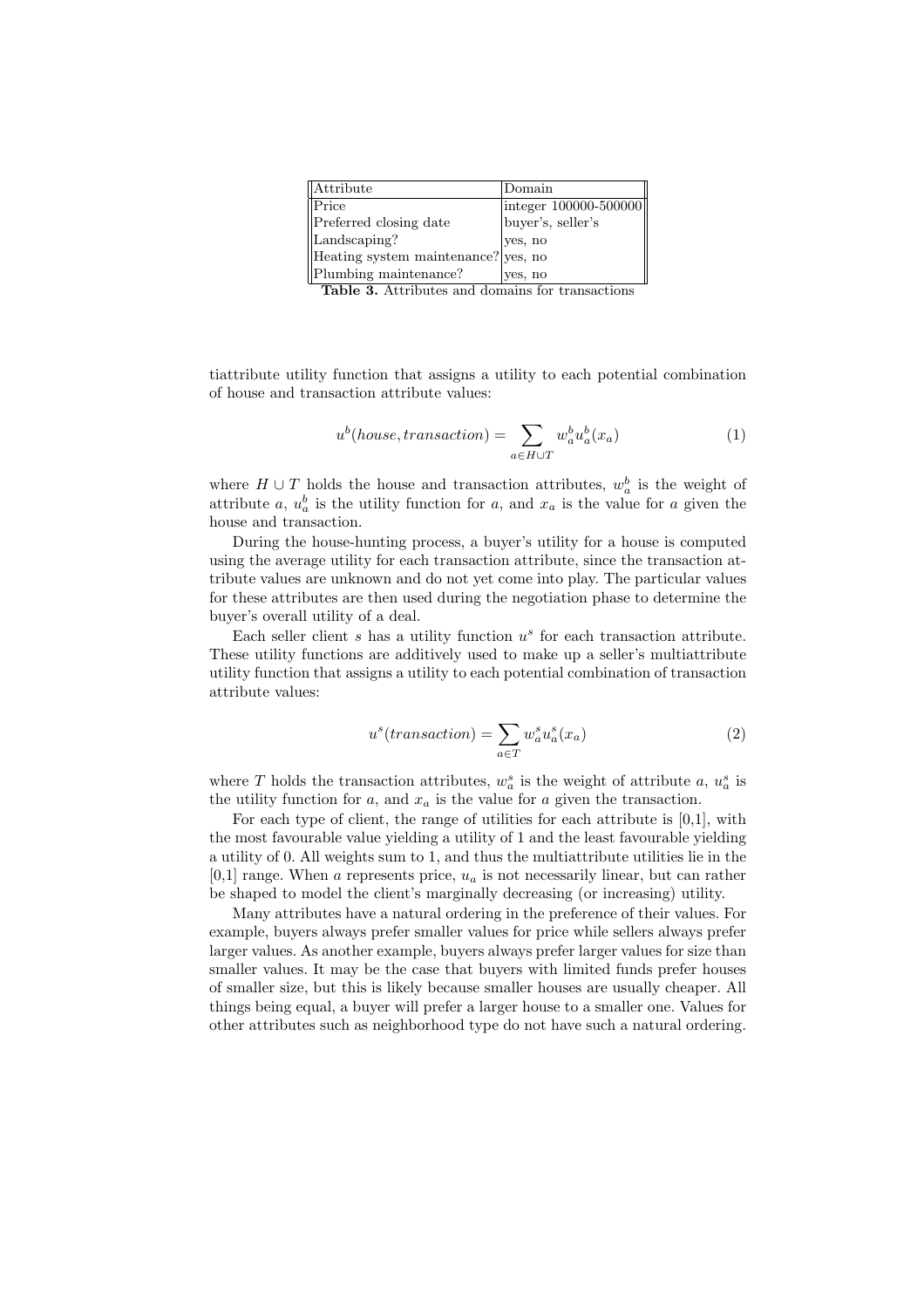| Attribute | Domain |
| --- | --- |
| Price | integer 100000-500000 |
| Preferred closing date | buyer's, seller's |
| Landscaping? | yes, no |
| Heating system maintenance? | yes, no |
| Plumbing maintenance? | yes, no |

**Table 3.** Attributes and domains for transactions

tiattribute utility function that assigns a utility to each potential combination of house and transaction attribute values:

$$u^b(house, transaction) = \sum_{a \in H \cup T} w^b_a u^b_a(x_a) \tag{1}$$

where $H \cup T$ holds the house and transaction attributes, $w^b_a$ is the weight of attribute $a$, $u^b_a$ is the utility function for $a$, and $x_a$ is the value for $a$ given the house and transaction.

During the house-hunting process, a buyer's utility for a house is computed using the average utility for each transaction attribute, since the transaction attribute values are unknown and do not yet come into play. The particular values for these attributes are then used during the negotiation phase to determine the buyer's overall utility of a deal.

Each seller client $s$ has a utility function $u^s$ for each transaction attribute. These utility functions are additively used to make up a seller's multiattribute utility function that assigns a utility to each potential combination of transaction attribute values:

$$u^s(transaction) = \sum_{a \in T} w^s_a u^s_a(x_a) \tag{2}$$

where $T$ holds the transaction attributes, $w^s_a$ is the weight of attribute $a$, $u^s_a$ is the utility function for $a$, and $x_a$ is the value for $a$ given the transaction.

For each type of client, the range of utilities for each attribute is [0,1], with the most favourable value yielding a utility of 1 and the least favourable yielding a utility of 0. All weights sum to 1, and thus the multiattribute utilities lie in the [0,1] range. When $a$ represents price, $u_a$ is not necessarily linear, but can rather be shaped to model the client's marginally decreasing (or increasing) utility.

Many attributes have a natural ordering in the preference of their values. For example, buyers always prefer smaller values for price while sellers always prefer larger values. As another example, buyers always prefer larger values for size than smaller values. It may be the case that buyers with limited funds prefer houses of smaller size, but this is likely because smaller houses are usually cheaper. All things being equal, a buyer will prefer a larger house to a smaller one. Values for other attributes such as neighborhood type do not have such a natural ordering.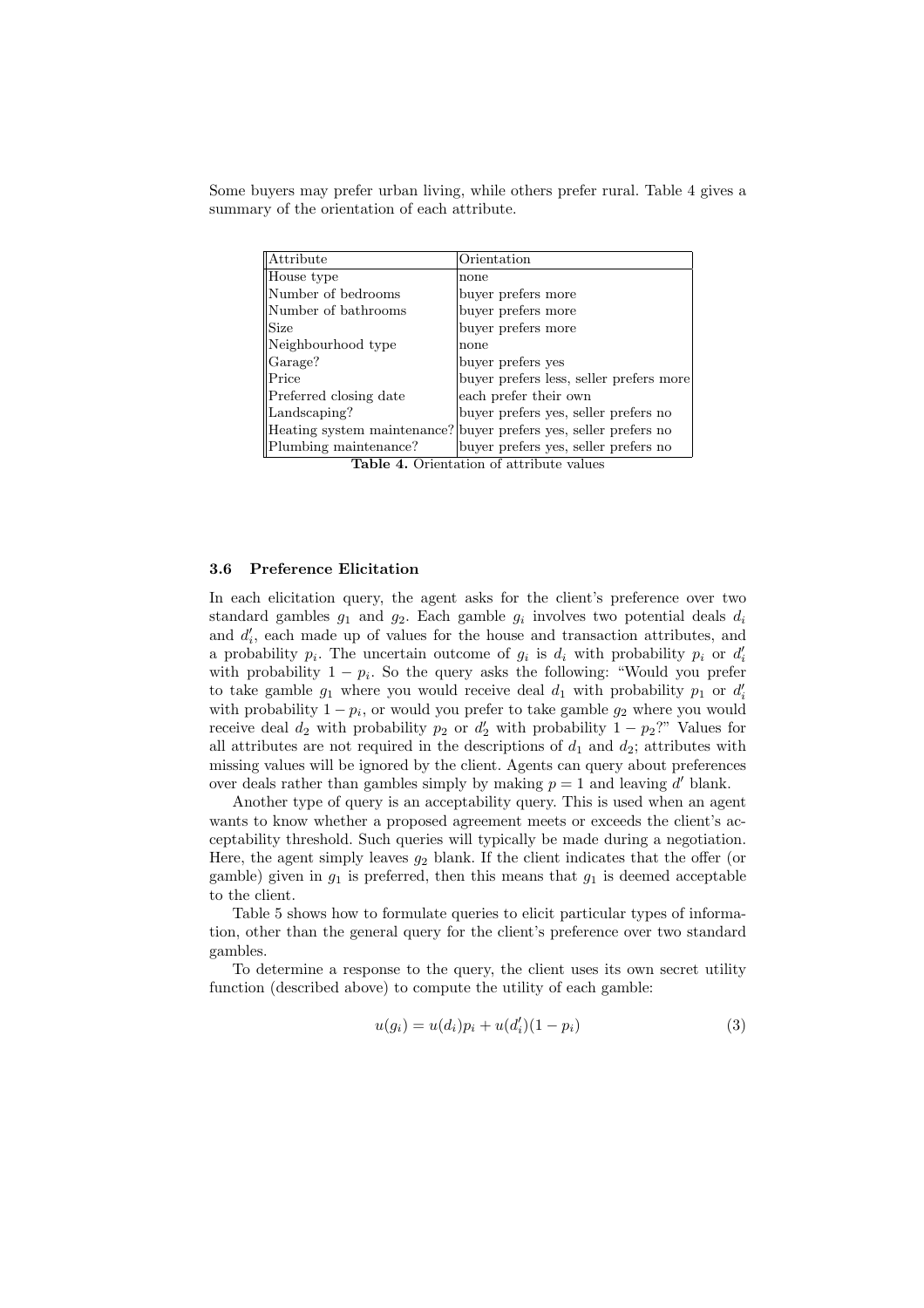Some buyers may prefer urban living, while others prefer rural. Table 4 gives a summary of the orientation of each attribute.

| Attribute | Orientation |
|---|---|
| House type | none |
| Number of bedrooms | buyer prefers more |
| Number of bathrooms | buyer prefers more |
| Size | buyer prefers more |
| Neighbourhood type | none |
| Garage? | buyer prefers yes |
| Price | buyer prefers less, seller prefers more |
| Preferred closing date | each prefer their own |
| Landscaping? | buyer prefers yes, seller prefers no |
| Heating system maintenance? | buyer prefers yes, seller prefers no |
| Plumbing maintenance? | buyer prefers yes, seller prefers no |

**Table 4.** Orientation of attribute values

### 3.6 Preference Elicitation

In each elicitation query, the agent asks for the client's preference over two standard gambles $g_1$ and $g_2$. Each gamble $g_i$ involves two potential deals $d_i$ and $d'_i$, each made up of values for the house and transaction attributes, and a probability $p_i$. The uncertain outcome of $g_i$ is $d_i$ with probability $p_i$ or $d'_i$ with probability $1 - p_i$. So the query asks the following: "Would you prefer to take gamble $g_1$ where you would receive deal $d_1$ with probability $p_1$ or $d'_i$ with probability $1 - p_i$, or would you prefer to take gamble $g_2$ where you would receive deal $d_2$ with probability $p_2$ or $d'_2$ with probability $1 - p_2$?" Values for all attributes are not required in the descriptions of $d_1$ and $d_2$; attributes with missing values will be ignored by the client. Agents can query about preferences over deals rather than gambles simply by making $p = 1$ and leaving $d'$ blank.

Another type of query is an acceptability query. This is used when an agent wants to know whether a proposed agreement meets or exceeds the client's acceptability threshold. Such queries will typically be made during a negotiation. Here, the agent simply leaves $g_2$ blank. If the client indicates that the offer (or gamble) given in $g_1$ is preferred, then this means that $g_1$ is deemed acceptable to the client.

Table 5 shows how to formulate queries to elicit particular types of information, other than the general query for the client's preference over two standard gambles.

To determine a response to the query, the client uses its own secret utility function (described above) to compute the utility of each gamble:

$$u(g_i) = u(d_i)p_i + u(d'_i)(1 - p_i) \tag{3}$$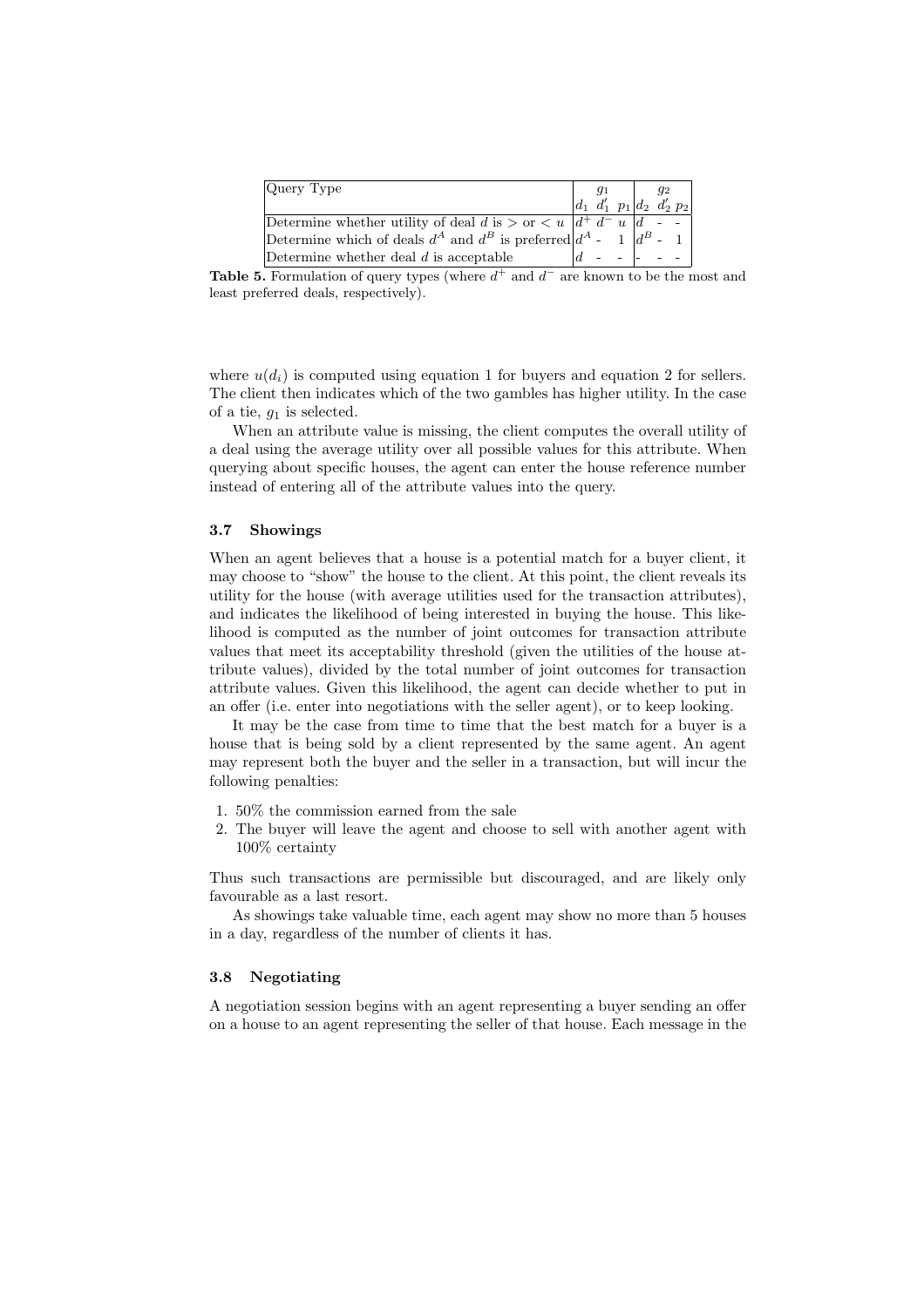| Query Type | $g_1$ | | | $g_2$ | | |
|---|---|---|---|---|---|---|
| | $d_1$ | $d_1'$ | $p_1$ | $d_2$ | $d_2'$ | $p_2$ |
| Determine whether utility of deal $d$ is $>$ or $<$ $u$ | $d^+$ | $d^-$ | $u$ | $d$ | - | - |
| Determine which of deals $d^A$ and $d^B$ is preferred | $d^A$ | - | 1 | $d^B$ | - | 1 |
| Determine whether deal $d$ is acceptable | $d$ | - | - | - | - | - |

**Table 5.** Formulation of query types (where $d^+$ and $d^-$ are known to be the most and least preferred deals, respectively).

where $u(d_i)$ is computed using equation 1 for buyers and equation 2 for sellers. The client then indicates which of the two gambles has higher utility. In the case of a tie, $g_1$ is selected.

When an attribute value is missing, the client computes the overall utility of a deal using the average utility over all possible values for this attribute. When querying about specific houses, the agent can enter the house reference number instead of entering all of the attribute values into the query.

### 3.7 Showings

When an agent believes that a house is a potential match for a buyer client, it may choose to "show" the house to the client. At this point, the client reveals its utility for the house (with average utilities used for the transaction attributes), and indicates the likelihood of being interested in buying the house. This likelihood is computed as the number of joint outcomes for transaction attribute values that meet its acceptability threshold (given the utilities of the house attribute values), divided by the total number of joint outcomes for transaction attribute values. Given this likelihood, the agent can decide whether to put in an offer (i.e. enter into negotiations with the seller agent), or to keep looking.

It may be the case from time to time that the best match for a buyer is a house that is being sold by a client represented by the same agent. An agent may represent both the buyer and the seller in a transaction, but will incur the following penalties:

1. 50% the commission earned from the sale
2. The buyer will leave the agent and choose to sell with another agent with 100% certainty

Thus such transactions are permissible but discouraged, and are likely only favourable as a last resort.

As showings take valuable time, each agent may show no more than 5 houses in a day, regardless of the number of clients it has.

### 3.8 Negotiating

A negotiation session begins with an agent representing a buyer sending an offer on a house to an agent representing the seller of that house. Each message in the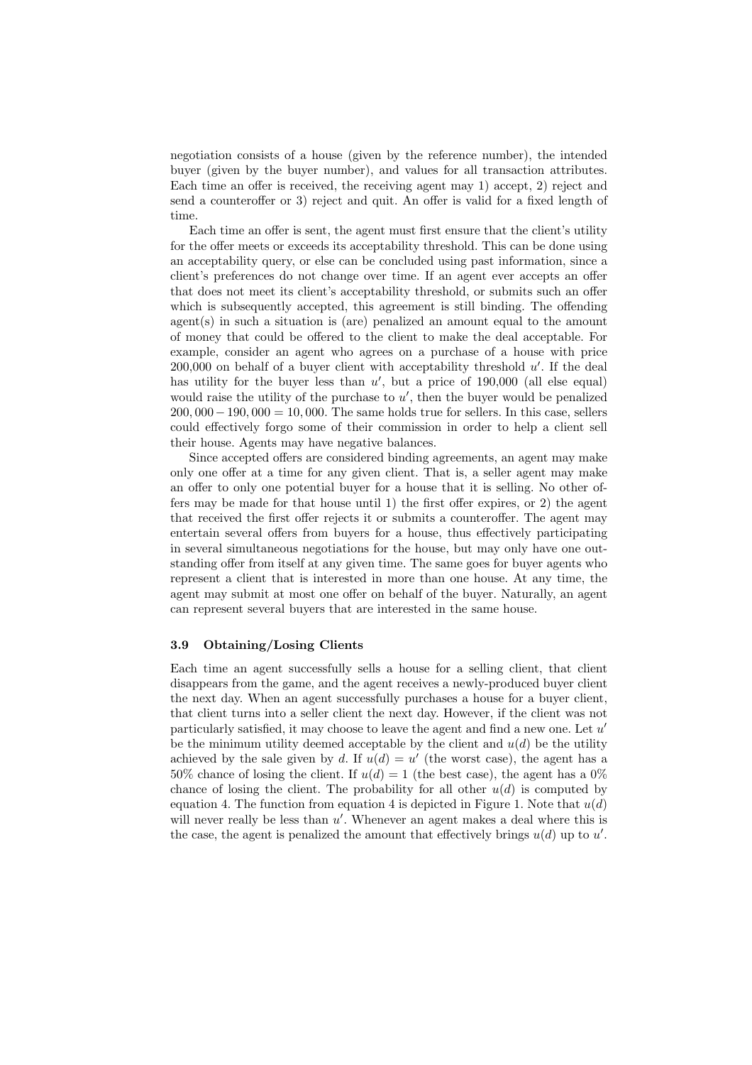negotiation consists of a house (given by the reference number), the intended buyer (given by the buyer number), and values for all transaction attributes. Each time an offer is received, the receiving agent may 1) accept, 2) reject and send a counteroffer or 3) reject and quit. An offer is valid for a fixed length of time.

Each time an offer is sent, the agent must first ensure that the client's utility for the offer meets or exceeds its acceptability threshold. This can be done using an acceptability query, or else can be concluded using past information, since a client's preferences do not change over time. If an agent ever accepts an offer that does not meet its client's acceptability threshold, or submits such an offer which is subsequently accepted, this agreement is still binding. The offending agent(s) in such a situation is (are) penalized an amount equal to the amount of money that could be offered to the client to make the deal acceptable. For example, consider an agent who agrees on a purchase of a house with price 200,000 on behalf of a buyer client with acceptability threshold $u'$. If the deal has utility for the buyer less than $u'$, but a price of 190,000 (all else equal) would raise the utility of the purchase to $u'$, then the buyer would be penalized $200,000 - 190,000 = 10,000$. The same holds true for sellers. In this case, sellers could effectively forgo some of their commission in order to help a client sell their house. Agents may have negative balances.

Since accepted offers are considered binding agreements, an agent may make only one offer at a time for any given client. That is, a seller agent may make an offer to only one potential buyer for a house that it is selling. No other offers may be made for that house until 1) the first offer expires, or 2) the agent that received the first offer rejects it or submits a counteroffer. The agent may entertain several offers from buyers for a house, thus effectively participating in several simultaneous negotiations for the house, but may only have one outstanding offer from itself at any given time. The same goes for buyer agents who represent a client that is interested in more than one house. At any time, the agent may submit at most one offer on behalf of the buyer. Naturally, an agent can represent several buyers that are interested in the same house.

### 3.9 Obtaining/Losing Clients

Each time an agent successfully sells a house for a selling client, that client disappears from the game, and the agent receives a newly-produced buyer client the next day. When an agent successfully purchases a house for a buyer client, that client turns into a seller client the next day. However, if the client was not particularly satisfied, it may choose to leave the agent and find a new one. Let $u'$ be the minimum utility deemed acceptable by the client and $u(d)$ be the utility achieved by the sale given by $d$. If $u(d) = u'$ (the worst case), the agent has a 50% chance of losing the client. If $u(d) = 1$ (the best case), the agent has a 0% chance of losing the client. The probability for all other $u(d)$ is computed by equation 4. The function from equation 4 is depicted in Figure 1. Note that $u(d)$ will never really be less than $u'$. Whenever an agent makes a deal where this is the case, the agent is penalized the amount that effectively brings $u(d)$ up to $u'$.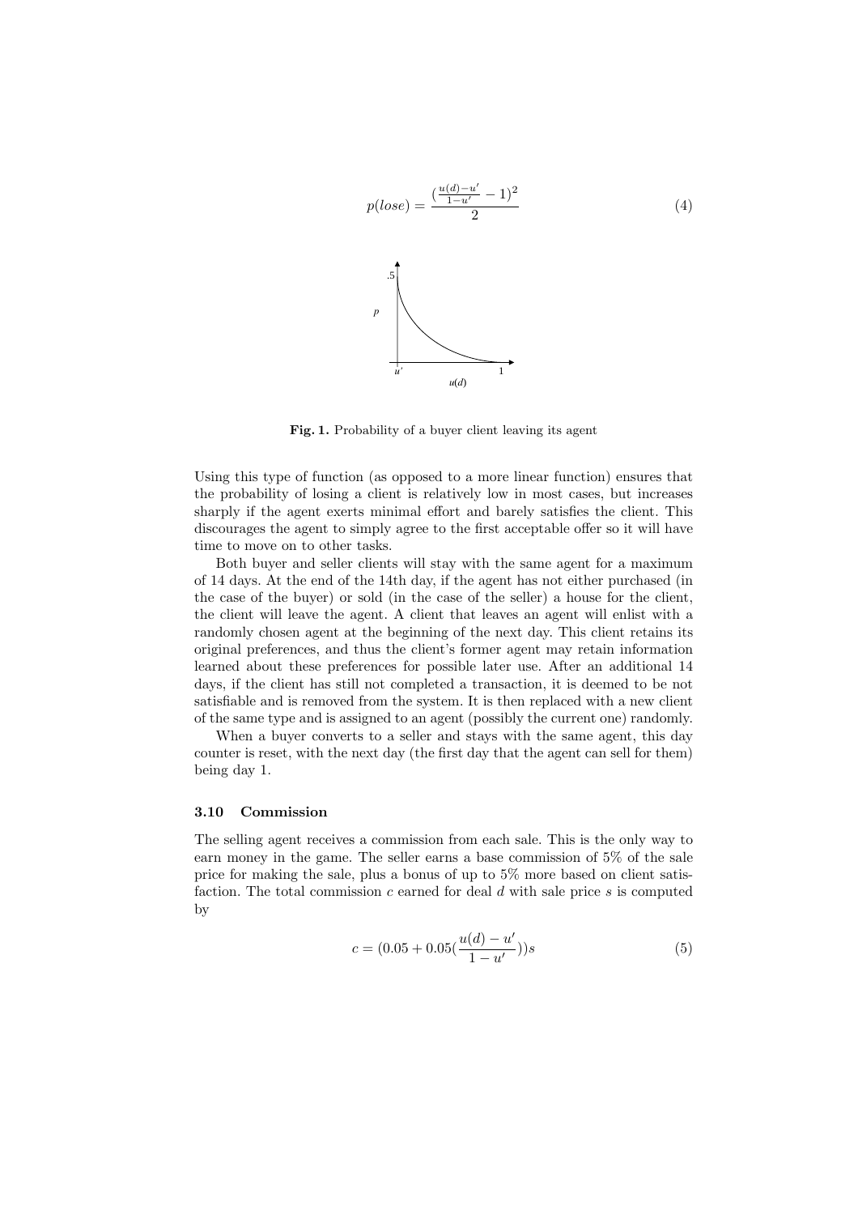$$p(lose) = \frac{(\frac{u(d)-u'}{1-u'} - 1)^2}{2} \tag{4}$$

**Fig. 1.** Probability of a buyer client leaving its agent

Using this type of function (as opposed to a more linear function) ensures that the probability of losing a client is relatively low in most cases, but increases sharply if the agent exerts minimal effort and barely satisfies the client. This discourages the agent to simply agree to the first acceptable offer so it will have time to move on to other tasks.

Both buyer and seller clients will stay with the same agent for a maximum of 14 days. At the end of the 14th day, if the agent has not either purchased (in the case of the buyer) or sold (in the case of the seller) a house for the client, the client will leave the agent. A client that leaves an agent will enlist with a randomly chosen agent at the beginning of the next day. This client retains its original preferences, and thus the client's former agent may retain information learned about these preferences for possible later use. After an additional 14 days, if the client has still not completed a transaction, it is deemed to be not satisfiable and is removed from the system. It is then replaced with a new client of the same type and is assigned to an agent (possibly the current one) randomly.

When a buyer converts to a seller and stays with the same agent, this day counter is reset, with the next day (the first day that the agent can sell for them) being day 1.

### 3.10 Commission

The selling agent receives a commission from each sale. This is the only way to earn money in the game. The seller earns a base commission of 5% of the sale price for making the sale, plus a bonus of up to 5% more based on client satisfaction. The total commission $c$ earned for deal $d$ with sale price $s$ is computed by

$$c = (0.05 + 0.05(\frac{u(d) - u'}{1 - u'}))s \tag{5}$$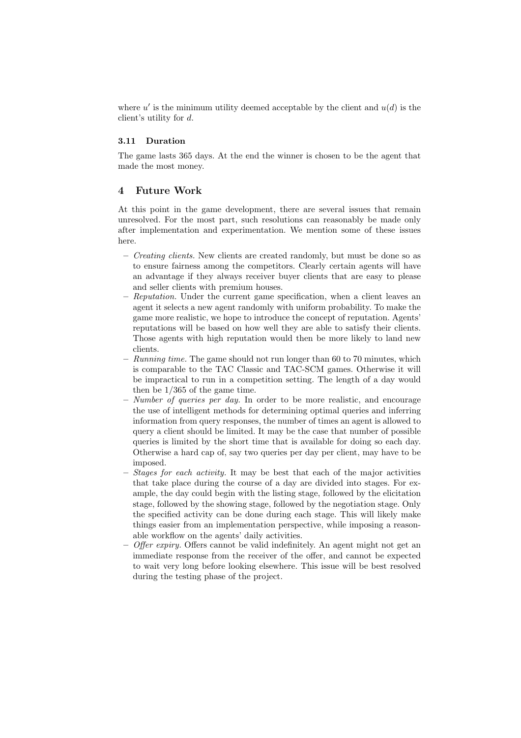where $u'$ is the minimum utility deemed acceptable by the client and $u(d)$ is the client's utility for $d$.

### 3.11 Duration

The game lasts 365 days. At the end the winner is chosen to be the agent that made the most money.

## 4 Future Work

At this point in the game development, there are several issues that remain unresolved. For the most part, such resolutions can reasonably be made only after implementation and experimentation. We mention some of these issues here.

- *Creating clients.* New clients are created randomly, but must be done so as to ensure fairness among the competitors. Clearly certain agents will have an advantage if they always receiver buyer clients that are easy to please and seller clients with premium houses.
- *Reputation.* Under the current game specification, when a client leaves an agent it selects a new agent randomly with uniform probability. To make the game more realistic, we hope to introduce the concept of reputation. Agents' reputations will be based on how well they are able to satisfy their clients. Those agents with high reputation would then be more likely to land new clients.
- *Running time.* The game should not run longer than 60 to 70 minutes, which is comparable to the TAC Classic and TAC-SCM games. Otherwise it will be impractical to run in a competition setting. The length of a day would then be 1/365 of the game time.
- *Number of queries per day.* In order to be more realistic, and encourage the use of intelligent methods for determining optimal queries and inferring information from query responses, the number of times an agent is allowed to query a client should be limited. It may be the case that number of possible queries is limited by the short time that is available for doing so each day. Otherwise a hard cap of, say two queries per day per client, may have to be imposed.
- *Stages for each activity.* It may be best that each of the major activities that take place during the course of a day are divided into stages. For example, the day could begin with the listing stage, followed by the elicitation stage, followed by the showing stage, followed by the negotiation stage. Only the specified activity can be done during each stage. This will likely make things easier from an implementation perspective, while imposing a reasonable workflow on the agents' daily activities.
- *Offer expiry.* Offers cannot be valid indefinitely. An agent might not get an immediate response from the receiver of the offer, and cannot be expected to wait very long before looking elsewhere. This issue will be best resolved during the testing phase of the project.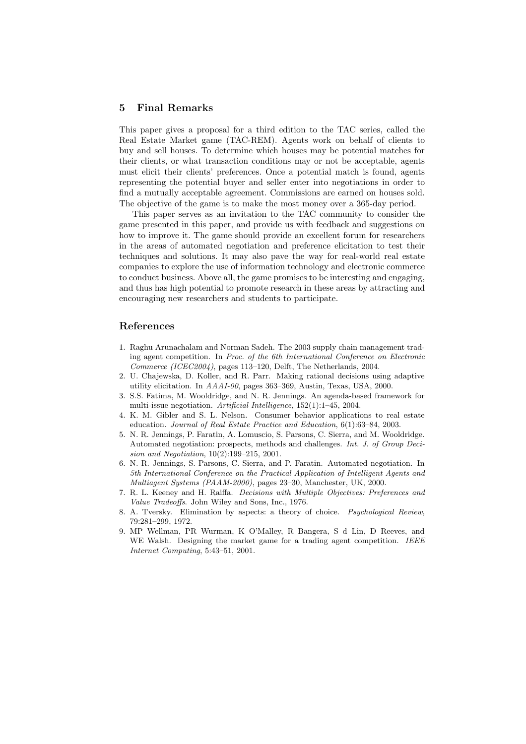## 5 Final Remarks

This paper gives a proposal for a third edition to the TAC series, called the Real Estate Market game (TAC-REM). Agents work on behalf of clients to buy and sell houses. To determine which houses may be potential matches for their clients, or what transaction conditions may or not be acceptable, agents must elicit their clients' preferences. Once a potential match is found, agents representing the potential buyer and seller enter into negotiations in order to find a mutually acceptable agreement. Commissions are earned on houses sold. The objective of the game is to make the most money over a 365-day period.

This paper serves as an invitation to the TAC community to consider the game presented in this paper, and provide us with feedback and suggestions on how to improve it. The game should provide an excellent forum for researchers in the areas of automated negotiation and preference elicitation to test their techniques and solutions. It may also pave the way for real-world real estate companies to explore the use of information technology and electronic commerce to conduct business. Above all, the game promises to be interesting and engaging, and thus has high potential to promote research in these areas by attracting and encouraging new researchers and students to participate.

## References

1. Raghu Arunachalam and Norman Sadeh. The 2003 supply chain management trading agent competition. In *Proc. of the 6th International Conference on Electronic Commerce (ICEC2004)*, pages 113–120, Delft, The Netherlands, 2004.
2. U. Chajewska, D. Koller, and R. Parr. Making rational decisions using adaptive utility elicitation. In *AAAI-00*, pages 363–369, Austin, Texas, USA, 2000.
3. S.S. Fatima, M. Wooldridge, and N. R. Jennings. An agenda-based framework for multi-issue negotiation. *Artificial Intelligence*, 152(1):1–45, 2004.
4. K. M. Gibler and S. L. Nelson. Consumer behavior applications to real estate education. *Journal of Real Estate Practice and Education*, 6(1):63–84, 2003.
5. N. R. Jennings, P. Faratin, A. Lomuscio, S. Parsons, C. Sierra, and M. Wooldridge. Automated negotiation: prospects, methods and challenges. *Int. J. of Group Decision and Negotiation*, 10(2):199–215, 2001.
6. N. R. Jennings, S. Parsons, C. Sierra, and P. Faratin. Automated negotiation. In *5th International Conference on the Practical Application of Intelligent Agents and Multiagent Systems (PAAM-2000)*, pages 23–30, Manchester, UK, 2000.
7. R. L. Keeney and H. Raiffa. *Decisions with Multiple Objectives: Preferences and Value Tradeoffs*. John Wiley and Sons, Inc., 1976.
8. A. Tversky. Elimination by aspects: a theory of choice. *Psychological Review*, 79:281–299, 1972.
9. MP Wellman, PR Wurman, K O'Malley, R Bangera, S d Lin, D Reeves, and WE Walsh. Designing the market game for a trading agent competition. *IEEE Internet Computing*, 5:43–51, 2001.